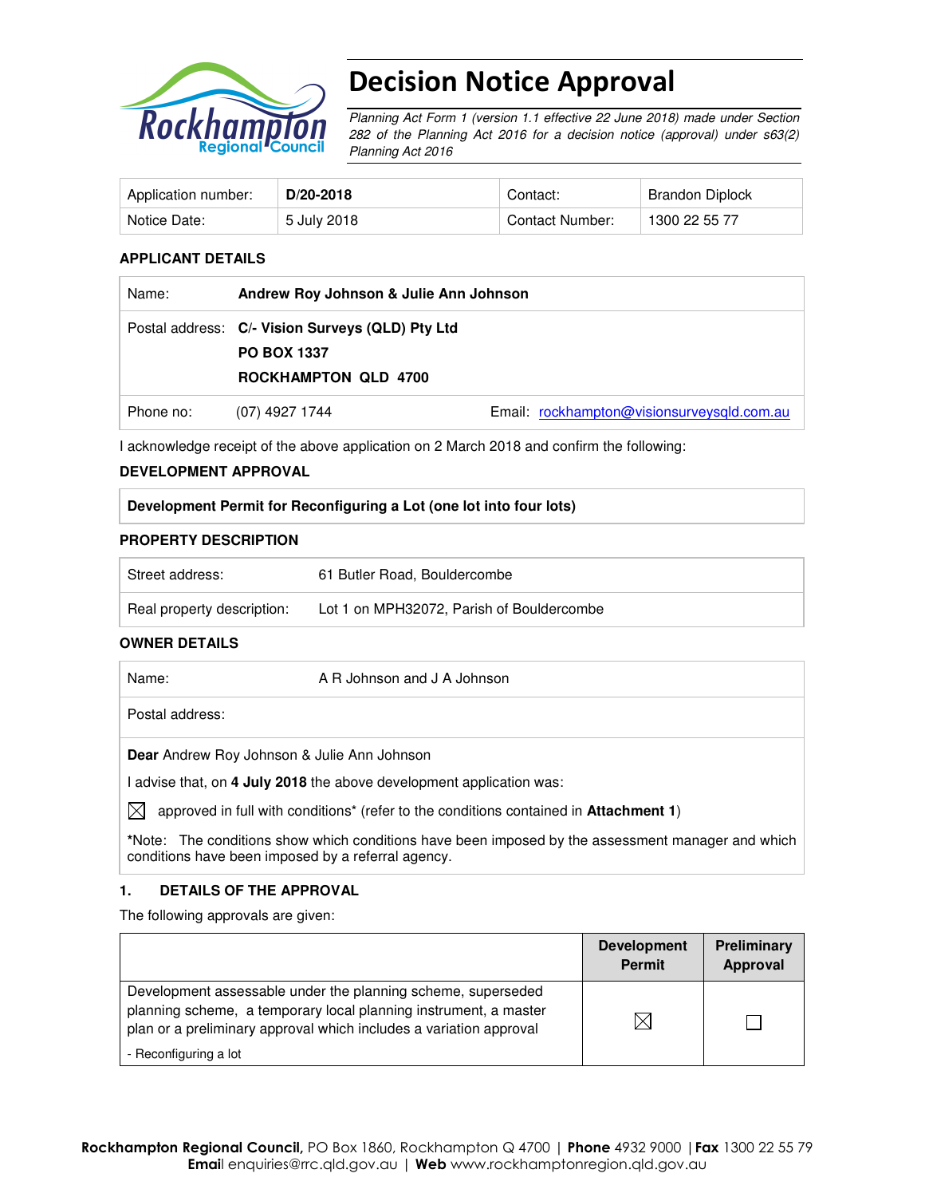# Decision Notice Approval

*Planning Act Form 1 (version 1.1 effective 22 June 2018) made under Section 282 of the Planning Act 2016 for a decision notice (approval) under s63(2) Planning Act 2016*

| Application number: | **D/20-2018** | Contact: | Brandon Diplock |
|---|---|---|---|
| Notice Date: | 5 July 2018 | Contact Number: | 1300 22 55 77 |

### APPLICANT DETAILS

| | | |
|---|---|---|
| Name: | **Andrew Roy Johnson & Julie Ann Johnson** | |
| Postal address: | **C/- Vision Surveys (QLD) Pty Ltd**<br>**PO BOX 1337**<br>**ROCKHAMPTON QLD 4700** | |
| Phone no: | (07) 4927 1744 | Email: rockhampton@visionsurveysqld.com.au |

I acknowledge receipt of the above application on 2 March 2018 and confirm the following:

### DEVELOPMENT APPROVAL

| **Development Permit for Reconfiguring a Lot (one lot into four lots)** |
|---|

### PROPERTY DESCRIPTION

| | |
|---|---|
| Street address: | 61 Butler Road, Bouldercombe |
| Real property description: | Lot 1 on MPH32072, Parish of Bouldercombe |

### OWNER DETAILS

| | |
|---|---|
| Name: | A R Johnson and J A Johnson |
| Postal address: | |

**Dear** Andrew Roy Johnson & Julie Ann Johnson

I advise that, on **4 July 2018** the above development application was:

☒ approved in full with conditions* (refer to the conditions contained in **Attachment 1**)

*Note: The conditions show which conditions have been imposed by the assessment manager and which conditions have been imposed by a referral agency.

### 1. DETAILS OF THE APPROVAL

The following approvals are given:

| | Development Permit | Preliminary Approval |
|---|---|---|
| Development assessable under the planning scheme, superseded planning scheme, a temporary local planning instrument, a master plan or a preliminary approval which includes a variation approval<br>- Reconfiguring a lot | ☒ | ☐ |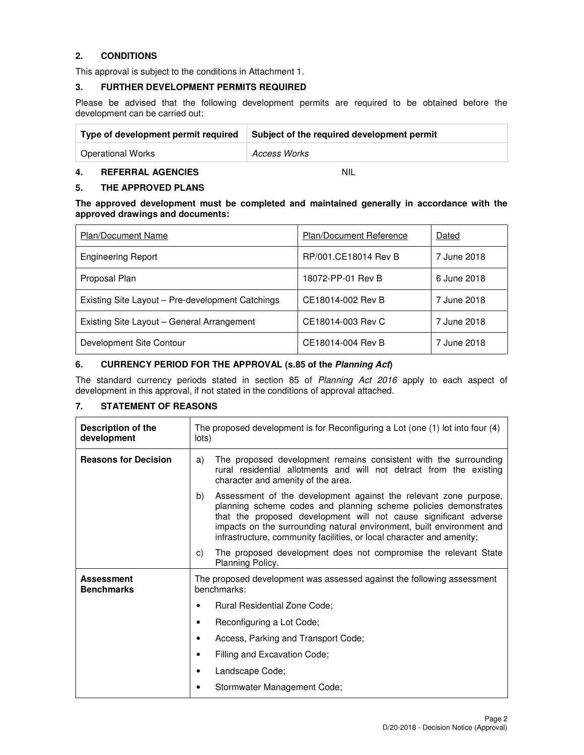## 2. CONDITIONS

This approval is subject to the conditions in Attachment 1.

## 3. FURTHER DEVELOPMENT PERMITS REQUIRED

Please be advised that the following development permits are required to be obtained before the development can be carried out:

| Type of development permit required | Subject of the required development permit |
|---|---|
| Operational Works | *Access Works* |

## 4. REFERRAL AGENCIES

NIL

## 5. THE APPROVED PLANS

**The approved development must be completed and maintained generally in accordance with the approved drawings and documents:**

| Plan/Document Name | Plan/Document Reference | Dated |
|---|---|---|
| Engineering Report | RP/001.CE18014 Rev B | 7 June 2018 |
| Proposal Plan | 18072-PP-01 Rev B | 6 June 2018 |
| Existing Site Layout – Pre-development Catchings | CE18014-002 Rev B | 7 June 2018 |
| Existing Site Layout – General Arrangement | CE18014-003 Rev C | 7 June 2018 |
| Development Site Contour | CE18014-004 Rev B | 7 June 2018 |

## 6. CURRENCY PERIOD FOR THE APPROVAL (s.85 of the *Planning Act*)

The standard currency periods stated in section 85 of *Planning Act 2016* apply to each aspect of development in this approval, if not stated in the conditions of approval attached.

## 7. STATEMENT OF REASONS

| | |
|---|---|
| **Description of the development** | The proposed development is for Reconfiguring a Lot (one (1) lot into four (4) lots) |
| **Reasons for Decision** | a) The proposed development remains consistent with the surrounding rural residential allotments and will not detract from the existing character and amenity of the area.<br>b) Assessment of the development against the relevant zone purpose, planning scheme codes and planning scheme policies demonstrates that the proposed development will not cause significant adverse impacts on the surrounding natural environment, built environment and infrastructure, community facilities, or local character and amenity;<br>c) The proposed development does not compromise the relevant State Planning Policy. |
| **Assessment Benchmarks** | The proposed development was assessed against the following assessment benchmarks:<br>• Rural Residential Zone Code;<br>• Reconfiguring a Lot Code;<br>• Access, Parking and Transport Code;<br>• Filling and Excavation Code;<br>• Landscape Code;<br>• Stormwater Management Code; |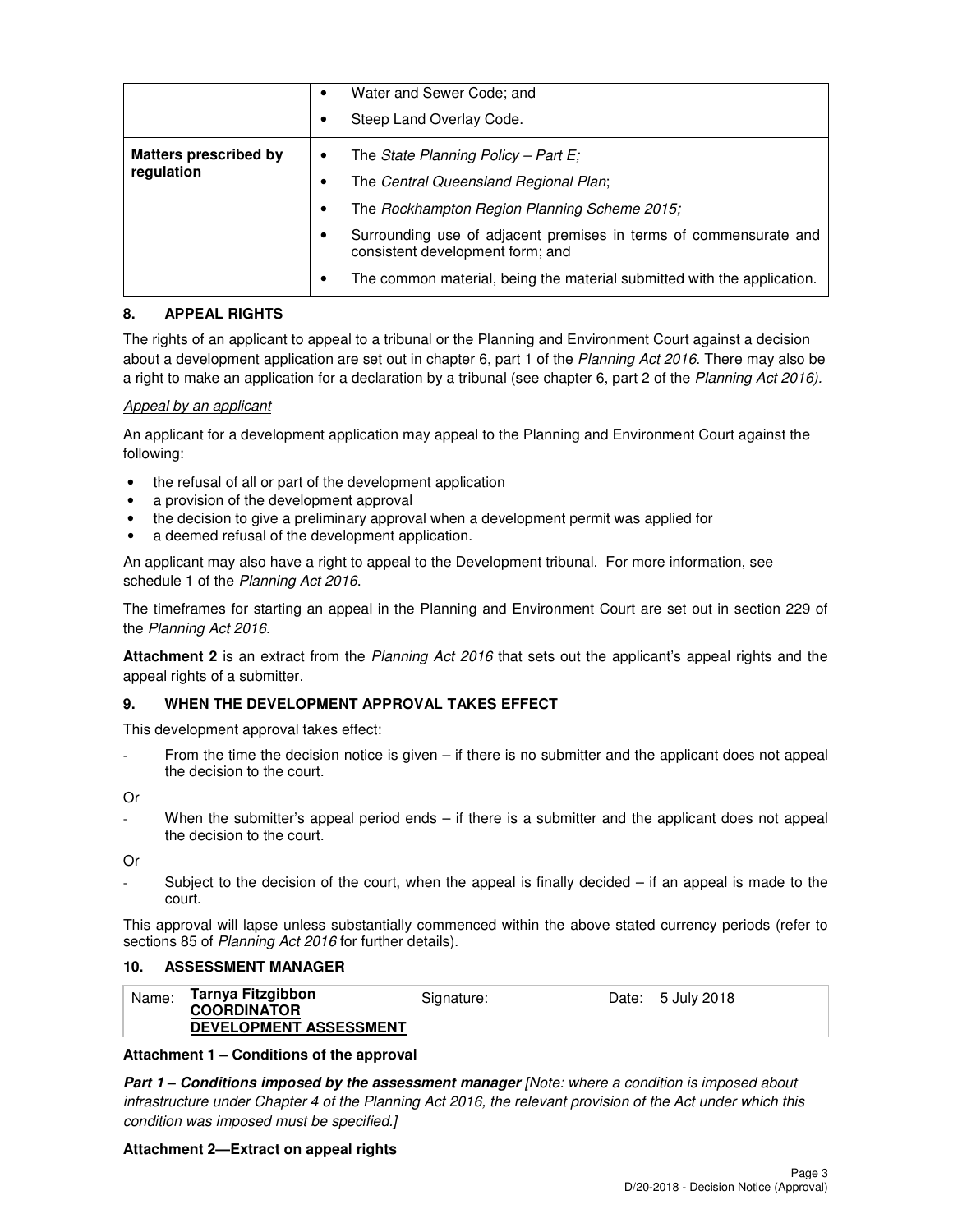| | |
|---|---|
| | • Water and Sewer Code; and<br>• Steep Land Overlay Code. |
| **Matters prescribed by regulation** | • The *State Planning Policy – Part E;*<br>• The *Central Queensland Regional Plan*;<br>• The *Rockhampton Region Planning Scheme 2015;*<br>• Surrounding use of adjacent premises in terms of commensurate and consistent development form; and<br>• The common material, being the material submitted with the application. |

## 8. APPEAL RIGHTS

The rights of an applicant to appeal to a tribunal or the Planning and Environment Court against a decision about a development application are set out in chapter 6, part 1 of the *Planning Act 2016*. There may also be a right to make an application for a declaration by a tribunal (see chapter 6, part 2 of the *Planning Act 2016).*

*Appeal by an applicant*

An applicant for a development application may appeal to the Planning and Environment Court against the following:

- the refusal of all or part of the development application
- a provision of the development approval
- the decision to give a preliminary approval when a development permit was applied for
- a deemed refusal of the development application.

An applicant may also have a right to appeal to the Development tribunal. For more information, see schedule 1 of the *Planning Act 2016*.

The timeframes for starting an appeal in the Planning and Environment Court are set out in section 229 of the *Planning Act 2016*.

**Attachment 2** is an extract from the *Planning Act 2016* that sets out the applicant's appeal rights and the appeal rights of a submitter.

## 9. WHEN THE DEVELOPMENT APPROVAL TAKES EFFECT

This development approval takes effect:

- From the time the decision notice is given – if there is no submitter and the applicant does not appeal the decision to the court.

Or

- When the submitter's appeal period ends – if there is a submitter and the applicant does not appeal the decision to the court.

Or

- Subject to the decision of the court, when the appeal is finally decided – if an appeal is made to the court.

This approval will lapse unless substantially commenced within the above stated currency periods (refer to sections 85 of *Planning Act 2016* for further details).

## 10. ASSESSMENT MANAGER

| Name: | Tarnya Fitzgibbon<br>COORDINATOR<br>DEVELOPMENT ASSESSMENT | Signature: | | Date: | 5 July 2018 |
|---|---|---|---|---|---|

**Attachment 1 – Conditions of the approval**

***Part 1 – Conditions imposed by the assessment manager*** *[Note: where a condition is imposed about infrastructure under Chapter 4 of the Planning Act 2016, the relevant provision of the Act under which this condition was imposed must be specified.]*

**Attachment 2—Extract on appeal rights**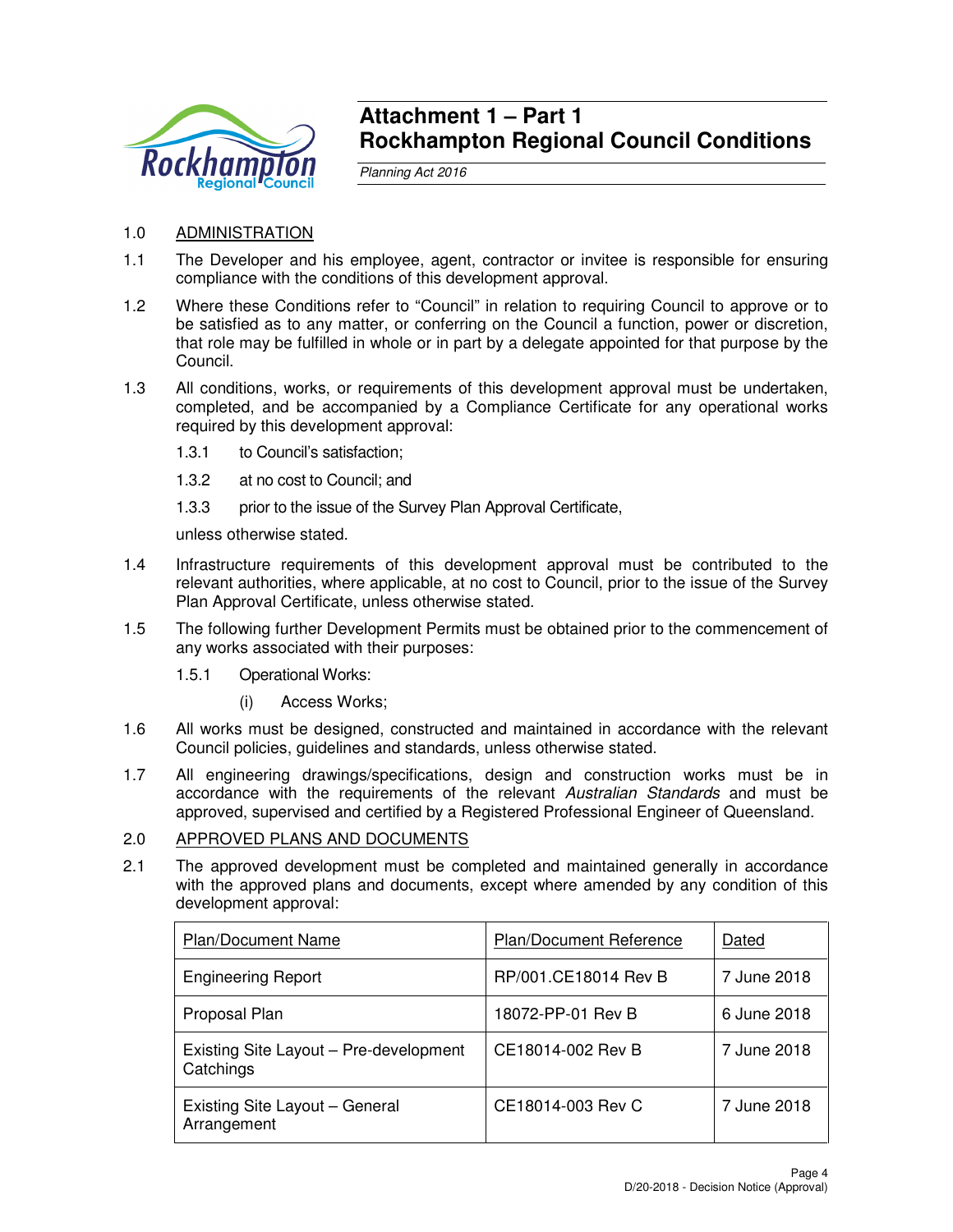# Attachment 1 – Part 1
# Rockhampton Regional Council Conditions

*Planning Act 2016*

1.0 ADMINISTRATION

1.1 The Developer and his employee, agent, contractor or invitee is responsible for ensuring compliance with the conditions of this development approval.

1.2 Where these Conditions refer to "Council" in relation to requiring Council to approve or to be satisfied as to any matter, or conferring on the Council a function, power or discretion, that role may be fulfilled in whole or in part by a delegate appointed for that purpose by the Council.

1.3 All conditions, works, or requirements of this development approval must be undertaken, completed, and be accompanied by a Compliance Certificate for any operational works required by this development approval:

1.3.1 to Council's satisfaction;

1.3.2 at no cost to Council; and

1.3.3 prior to the issue of the Survey Plan Approval Certificate,

unless otherwise stated.

1.4 Infrastructure requirements of this development approval must be contributed to the relevant authorities, where applicable, at no cost to Council, prior to the issue of the Survey Plan Approval Certificate, unless otherwise stated.

1.5 The following further Development Permits must be obtained prior to the commencement of any works associated with their purposes:

1.5.1 Operational Works:

(i) Access Works;

1.6 All works must be designed, constructed and maintained in accordance with the relevant Council policies, guidelines and standards, unless otherwise stated.

1.7 All engineering drawings/specifications, design and construction works must be in accordance with the requirements of the relevant *Australian Standards* and must be approved, supervised and certified by a Registered Professional Engineer of Queensland.

2.0 APPROVED PLANS AND DOCUMENTS

2.1 The approved development must be completed and maintained generally in accordance with the approved plans and documents, except where amended by any condition of this development approval:

| Plan/Document Name | Plan/Document Reference | Dated |
|---|---|---|
| Engineering Report | RP/001.CE18014 Rev B | 7 June 2018 |
| Proposal Plan | 18072-PP-01 Rev B | 6 June 2018 |
| Existing Site Layout – Pre-development Catchings | CE18014-002 Rev B | 7 June 2018 |
| Existing Site Layout – General Arrangement | CE18014-003 Rev C | 7 June 2018 |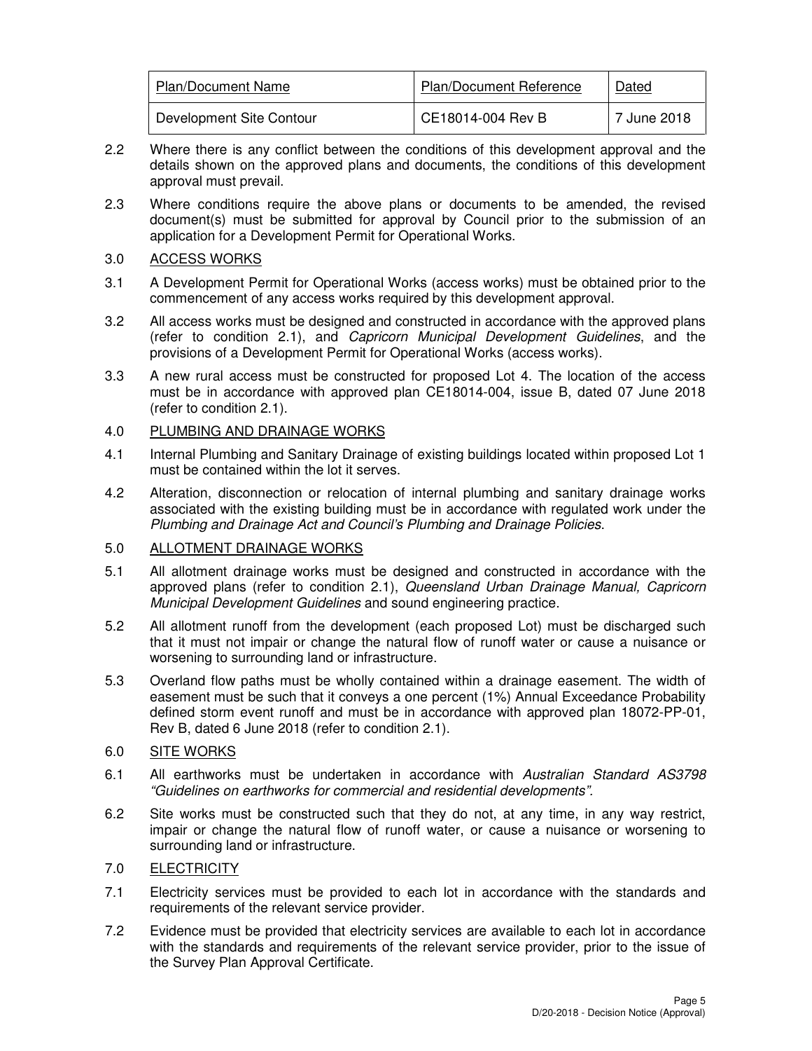| Plan/Document Name | Plan/Document Reference | Dated |
| --- | --- | --- |
| Development Site Contour | CE18014-004 Rev B | 7 June 2018 |

2.2 Where there is any conflict between the conditions of this development approval and the details shown on the approved plans and documents, the conditions of this development approval must prevail.

2.3 Where conditions require the above plans or documents to be amended, the revised document(s) must be submitted for approval by Council prior to the submission of an application for a Development Permit for Operational Works.

3.0 ACCESS WORKS

3.1 A Development Permit for Operational Works (access works) must be obtained prior to the commencement of any access works required by this development approval.

3.2 All access works must be designed and constructed in accordance with the approved plans (refer to condition 2.1), and *Capricorn Municipal Development Guidelines*, and the provisions of a Development Permit for Operational Works (access works).

3.3 A new rural access must be constructed for proposed Lot 4. The location of the access must be in accordance with approved plan CE18014-004, issue B, dated 07 June 2018 (refer to condition 2.1).

4.0 PLUMBING AND DRAINAGE WORKS

4.1 Internal Plumbing and Sanitary Drainage of existing buildings located within proposed Lot 1 must be contained within the lot it serves.

4.2 Alteration, disconnection or relocation of internal plumbing and sanitary drainage works associated with the existing building must be in accordance with regulated work under the *Plumbing and Drainage Act and Council's Plumbing and Drainage Policies*.

5.0 ALLOTMENT DRAINAGE WORKS

5.1 All allotment drainage works must be designed and constructed in accordance with the approved plans (refer to condition 2.1), *Queensland Urban Drainage Manual, Capricorn Municipal Development Guidelines* and sound engineering practice.

5.2 All allotment runoff from the development (each proposed Lot) must be discharged such that it must not impair or change the natural flow of runoff water or cause a nuisance or worsening to surrounding land or infrastructure.

5.3 Overland flow paths must be wholly contained within a drainage easement. The width of easement must be such that it conveys a one percent (1%) Annual Exceedance Probability defined storm event runoff and must be in accordance with approved plan 18072-PP-01, Rev B, dated 6 June 2018 (refer to condition 2.1).

6.0 SITE WORKS

6.1 All earthworks must be undertaken in accordance with *Australian Standard AS3798 "Guidelines on earthworks for commercial and residential developments".*

6.2 Site works must be constructed such that they do not, at any time, in any way restrict, impair or change the natural flow of runoff water, or cause a nuisance or worsening to surrounding land or infrastructure.

7.0 ELECTRICITY

7.1 Electricity services must be provided to each lot in accordance with the standards and requirements of the relevant service provider.

7.2 Evidence must be provided that electricity services are available to each lot in accordance with the standards and requirements of the relevant service provider, prior to the issue of the Survey Plan Approval Certificate.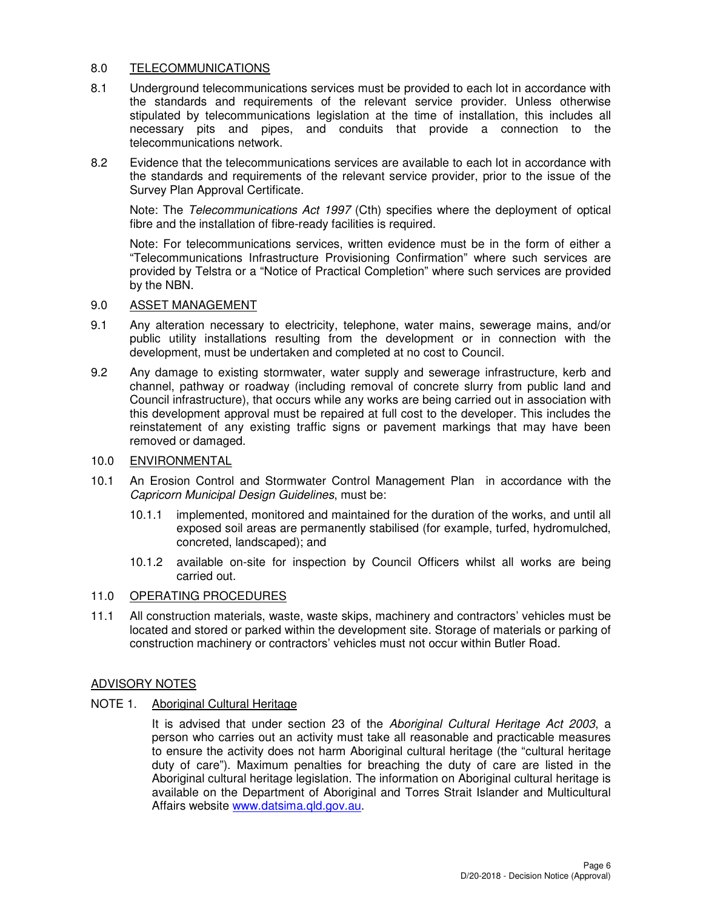## 8.0 TELECOMMUNICATIONS

8.1 Underground telecommunications services must be provided to each lot in accordance with the standards and requirements of the relevant service provider. Unless otherwise stipulated by telecommunications legislation at the time of installation, this includes all necessary pits and pipes, and conduits that provide a connection to the telecommunications network.

8.2 Evidence that the telecommunications services are available to each lot in accordance with the standards and requirements of the relevant service provider, prior to the issue of the Survey Plan Approval Certificate.

Note: The *Telecommunications Act 1997* (Cth) specifies where the deployment of optical fibre and the installation of fibre-ready facilities is required.

Note: For telecommunications services, written evidence must be in the form of either a "Telecommunications Infrastructure Provisioning Confirmation" where such services are provided by Telstra or a "Notice of Practical Completion" where such services are provided by the NBN.

## 9.0 ASSET MANAGEMENT

9.1 Any alteration necessary to electricity, telephone, water mains, sewerage mains, and/or public utility installations resulting from the development or in connection with the development, must be undertaken and completed at no cost to Council.

9.2 Any damage to existing stormwater, water supply and sewerage infrastructure, kerb and channel, pathway or roadway (including removal of concrete slurry from public land and Council infrastructure), that occurs while any works are being carried out in association with this development approval must be repaired at full cost to the developer. This includes the reinstatement of any existing traffic signs or pavement markings that may have been removed or damaged.

## 10.0 ENVIRONMENTAL

10.1 An Erosion Control and Stormwater Control Management Plan in accordance with the *Capricorn Municipal Design Guidelines*, must be:

10.1.1 implemented, monitored and maintained for the duration of the works, and until all exposed soil areas are permanently stabilised (for example, turfed, hydromulched, concreted, landscaped); and

10.1.2 available on-site for inspection by Council Officers whilst all works are being carried out.

## 11.0 OPERATING PROCEDURES

11.1 All construction materials, waste, waste skips, machinery and contractors' vehicles must be located and stored or parked within the development site. Storage of materials or parking of construction machinery or contractors' vehicles must not occur within Butler Road.

## ADVISORY NOTES

### NOTE 1. Aboriginal Cultural Heritage

It is advised that under section 23 of the *Aboriginal Cultural Heritage Act 2003*, a person who carries out an activity must take all reasonable and practicable measures to ensure the activity does not harm Aboriginal cultural heritage (the "cultural heritage duty of care"). Maximum penalties for breaching the duty of care are listed in the Aboriginal cultural heritage legislation. The information on Aboriginal cultural heritage is available on the Department of Aboriginal and Torres Strait Islander and Multicultural Affairs website www.datsima.qld.gov.au.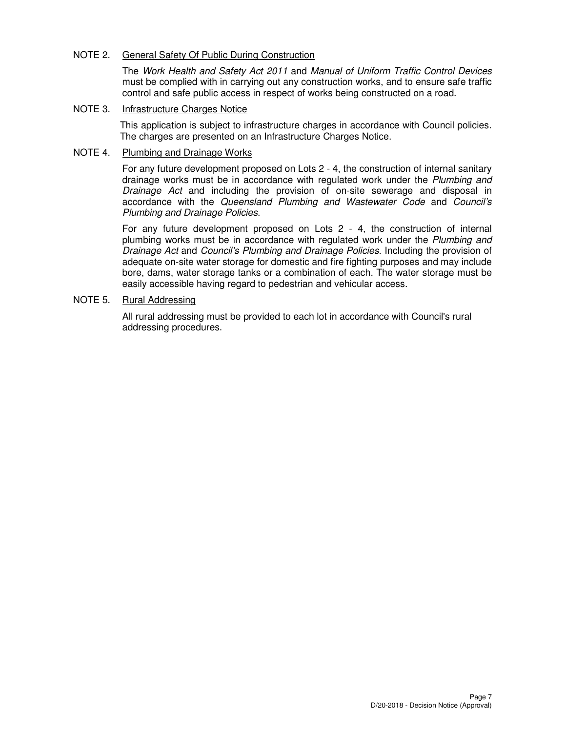NOTE 2. <u>General Safety Of Public During Construction</u>

The *Work Health and Safety Act 2011* and *Manual of Uniform Traffic Control Devices* must be complied with in carrying out any construction works, and to ensure safe traffic control and safe public access in respect of works being constructed on a road.

NOTE 3. <u>Infrastructure Charges Notice</u>

This application is subject to infrastructure charges in accordance with Council policies. The charges are presented on an Infrastructure Charges Notice.

NOTE 4. <u>Plumbing and Drainage Works</u>

For any future development proposed on Lots 2 - 4, the construction of internal sanitary drainage works must be in accordance with regulated work under the *Plumbing and Drainage Act* and including the provision of on-site sewerage and disposal in accordance with the *Queensland Plumbing and Wastewater Code* and *Council's Plumbing and Drainage Policies*.

For any future development proposed on Lots 2 - 4, the construction of internal plumbing works must be in accordance with regulated work under the *Plumbing and Drainage Act* and *Council's Plumbing and Drainage Policies*. Including the provision of adequate on-site water storage for domestic and fire fighting purposes and may include bore, dams, water storage tanks or a combination of each. The water storage must be easily accessible having regard to pedestrian and vehicular access.

NOTE 5. <u>Rural Addressing</u>

All rural addressing must be provided to each lot in accordance with Council's rural addressing procedures.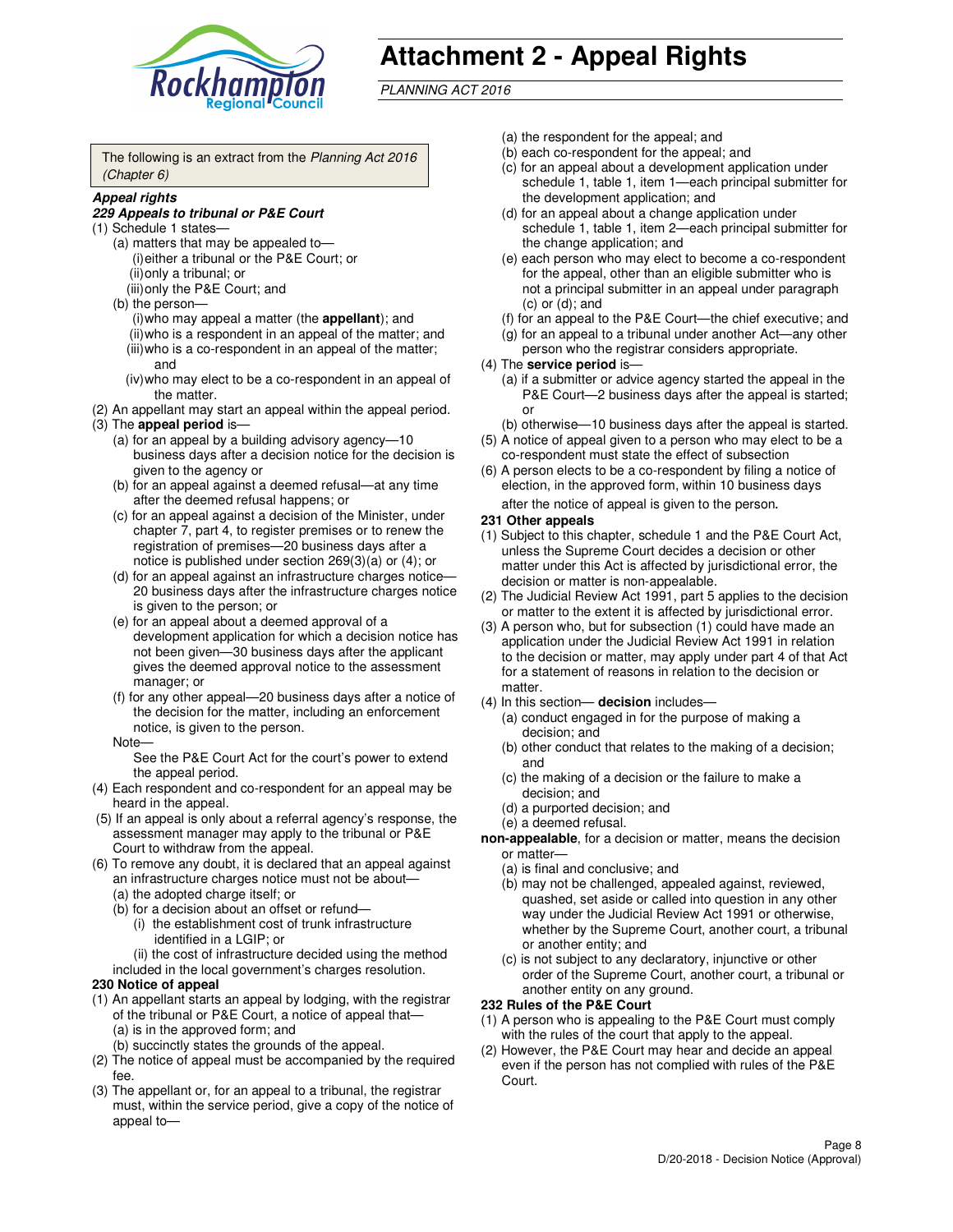# Attachment 2 - Appeal Rights

*PLANNING ACT 2016*

The following is an extract from the *Planning Act 2016 (Chapter 6)*

***Appeal rights***

***229 Appeals to tribunal or P&E Court***

(1) Schedule 1 states—

   (a) matters that may be appealed to—

      (i) either a tribunal or the P&E Court; or

      (ii) only a tribunal; or

      (iii) only the P&E Court; and

   (b) the person—

      (i) who may appeal a matter (the **appellant**); and

      (ii) who is a respondent in an appeal of the matter; and

      (iii) who is a co-respondent in an appeal of the matter; and

      (iv) who may elect to be a co-respondent in an appeal of the matter.

(2) An appellant may start an appeal within the appeal period.

(3) The **appeal period** is—

   (a) for an appeal by a building advisory agency—10 business days after a decision notice for the decision is given to the agency or

   (b) for an appeal against a deemed refusal—at any time after the deemed refusal happens; or

   (c) for an appeal against a decision of the Minister, under chapter 7, part 4, to register premises or to renew the registration of premises—20 business days after a notice is published under section 269(3)(a) or (4); or

   (d) for an appeal against an infrastructure charges notice—20 business days after the infrastructure charges notice is given to the person; or

   (e) for an appeal about a deemed approval of a development application for which a decision notice has not been given—30 business days after the applicant gives the deemed approval notice to the assessment manager; or

   (f) for any other appeal—20 business days after a notice of the decision for the matter, including an enforcement notice, is given to the person.

   Note—

   See the P&E Court Act for the court's power to extend the appeal period.

(4) Each respondent and co-respondent for an appeal may be heard in the appeal.

(5) If an appeal is only about a referral agency's response, the assessment manager may apply to the tribunal or P&E Court to withdraw from the appeal.

(6) To remove any doubt, it is declared that an appeal against an infrastructure charges notice must not be about—

   (a) the adopted charge itself; or

   (b) for a decision about an offset or refund—

      (i) the establishment cost of trunk infrastructure identified in a LGIP; or

      (ii) the cost of infrastructure decided using the method included in the local government's charges resolution.

**230 Notice of appeal**

(1) An appellant starts an appeal by lodging, with the registrar of the tribunal or P&E Court, a notice of appeal that—

   (a) is in the approved form; and

   (b) succinctly states the grounds of the appeal.

(2) The notice of appeal must be accompanied by the required fee.

(3) The appellant or, for an appeal to a tribunal, the registrar must, within the service period, give a copy of the notice of appeal to—

   (a) the respondent for the appeal; and

   (b) each co-respondent for the appeal; and

   (c) for an appeal about a development application under schedule 1, table 1, item 1—each principal submitter for the development application; and

   (d) for an appeal about a change application under schedule 1, table 1, item 2—each principal submitter for the change application; and

   (e) each person who may elect to become a co-respondent for the appeal, other than an eligible submitter who is not a principal submitter in an appeal under paragraph (c) or (d); and

   (f) for an appeal to the P&E Court—the chief executive; and

   (g) for an appeal to a tribunal under another Act—any other person who the registrar considers appropriate.

(4) The **service period** is—

   (a) if a submitter or advice agency started the appeal in the P&E Court—2 business days after the appeal is started; or

   (b) otherwise—10 business days after the appeal is started.

(5) A notice of appeal given to a person who may elect to be a co-respondent must state the effect of subsection

(6) A person elects to be a co-respondent by filing a notice of election, in the approved form, within 10 business days after the notice of appeal is given to the person.

**231 Other appeals**

(1) Subject to this chapter, schedule 1 and the P&E Court Act, unless the Supreme Court decides a decision or other matter under this Act is affected by jurisdictional error, the decision or matter is non-appealable.

(2) The Judicial Review Act 1991, part 5 applies to the decision or matter to the extent it is affected by jurisdictional error.

(3) A person who, but for subsection (1) could have made an application under the Judicial Review Act 1991 in relation to the decision or matter, may apply under part 4 of that Act for a statement of reasons in relation to the decision or matter.

(4) In this section— **decision** includes—

   (a) conduct engaged in for the purpose of making a decision; and

   (b) other conduct that relates to the making of a decision; and

   (c) the making of a decision or the failure to make a decision; and

   (d) a purported decision; and

   (e) a deemed refusal.

**non-appealable**, for a decision or matter, means the decision or matter—

   (a) is final and conclusive; and

   (b) may not be challenged, appealed against, reviewed, quashed, set aside or called into question in any other way under the Judicial Review Act 1991 or otherwise, whether by the Supreme Court, another court, a tribunal or another entity; and

   (c) is not subject to any declaratory, injunctive or other order of the Supreme Court, another court, a tribunal or another entity on any ground.

**232 Rules of the P&E Court**

(1) A person who is appealing to the P&E Court must comply with the rules of the court that apply to the appeal.

(2) However, the P&E Court may hear and decide an appeal even if the person has not complied with rules of the P&E Court.

D/20-2018 - Decision Notice (Approval)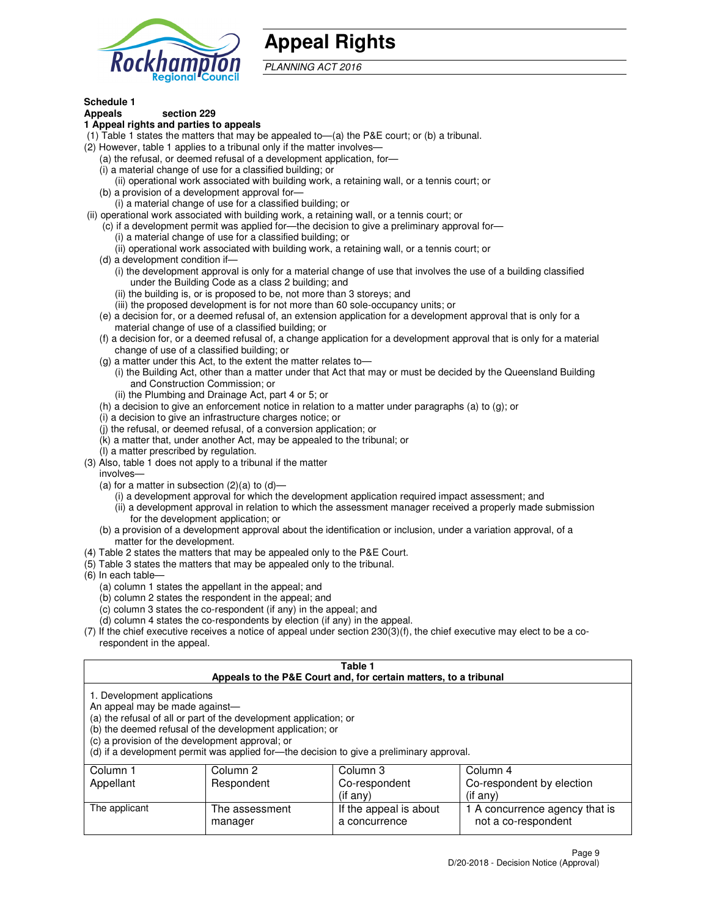# Appeal Rights

*PLANNING ACT 2016*

**Schedule 1**
**Appeals** **section 229**

**1 Appeal rights and parties to appeals**

(1) Table 1 states the matters that may be appealed to—(a) the P&E court; or (b) a tribunal.

(2) However, table 1 applies to a tribunal only if the matter involves—

(a) the refusal, or deemed refusal of a development application, for—

(i) a material change of use for a classified building; or

(ii) operational work associated with building work, a retaining wall, or a tennis court; or

(b) a provision of a development approval for—

(i) a material change of use for a classified building; or

(ii) operational work associated with building work, a retaining wall, or a tennis court; or

(c) if a development permit was applied for—the decision to give a preliminary approval for—

(i) a material change of use for a classified building; or

(ii) operational work associated with building work, a retaining wall, or a tennis court; or

(d) a development condition if—

(i) the development approval is only for a material change of use that involves the use of a building classified under the Building Code as a class 2 building; and

(ii) the building is, or is proposed to be, not more than 3 storeys; and

(iii) the proposed development is for not more than 60 sole-occupancy units; or

(e) a decision for, or a deemed refusal of, an extension application for a development approval that is only for a material change of use of a classified building; or

(f) a decision for, or a deemed refusal of, a change application for a development approval that is only for a material change of use of a classified building; or

(g) a matter under this Act, to the extent the matter relates to—

(i) the Building Act, other than a matter under that Act that may or must be decided by the Queensland Building and Construction Commission; or

(ii) the Plumbing and Drainage Act, part 4 or 5; or

(h) a decision to give an enforcement notice in relation to a matter under paragraphs (a) to (g); or

(i) a decision to give an infrastructure charges notice; or

(j) the refusal, or deemed refusal, of a conversion application; or

(k) a matter that, under another Act, may be appealed to the tribunal; or

(l) a matter prescribed by regulation.

(3) Also, table 1 does not apply to a tribunal if the matter involves—

(a) for a matter in subsection (2)(a) to (d)—

(i) a development approval for which the development application required impact assessment; and

(ii) a development approval in relation to which the assessment manager received a properly made submission for the development application; or

(b) a provision of a development approval about the identification or inclusion, under a variation approval, of a matter for the development.

(4) Table 2 states the matters that may be appealed only to the P&E Court.

(5) Table 3 states the matters that may be appealed only to the tribunal.

(6) In each table—

(a) column 1 states the appellant in the appeal; and

(b) column 2 states the respondent in the appeal; and

(c) column 3 states the co-respondent (if any) in the appeal; and

(d) column 4 states the co-respondents by election (if any) in the appeal.

(7) If the chief executive receives a notice of appeal under section 230(3)(f), the chief executive may elect to be a co-respondent in the appeal.

**Table 1**
**Appeals to the P&E Court and, for certain matters, to a tribunal**

1. Development applications
An appeal may be made against—
(a) the refusal of all or part of the development application; or
(b) the deemed refusal of the development application; or
(c) a provision of the development approval; or
(d) if a development permit was applied for—the decision to give a preliminary approval.

| Column 1 Appellant | Column 2 Respondent | Column 3 Co-respondent (if any) | Column 4 Co-respondent by election (if any) |
|---|---|---|---|
| The applicant | The assessment manager | If the appeal is about a concurrence | 1 A concurrence agency that is not a co-respondent |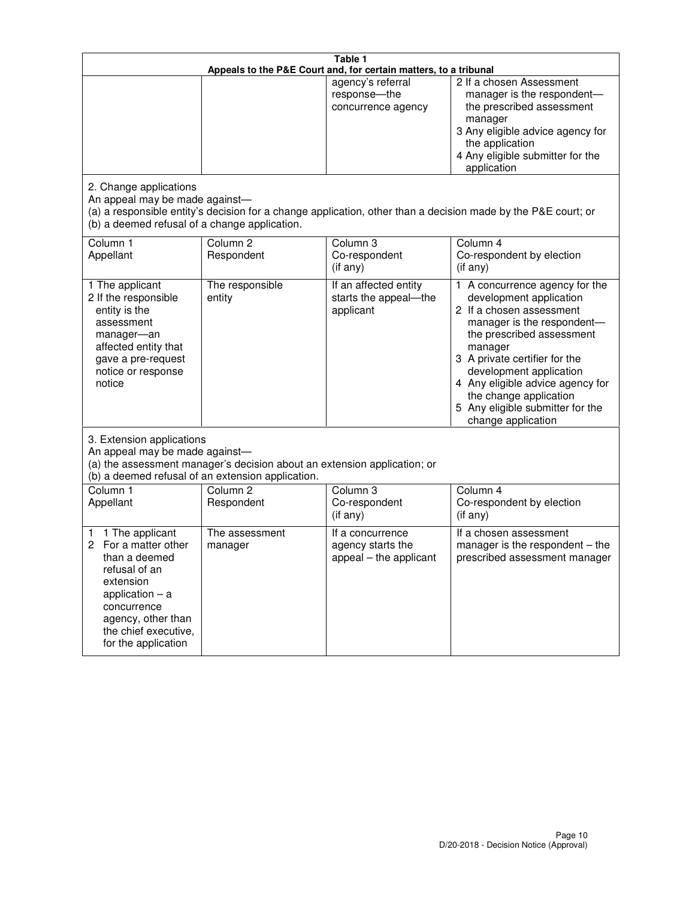| Table 1 | | | |
|---|---|---|---|
| **Appeals to the P&E Court and, for certain matters, to a tribunal** | | | |
| | | agency's referral response—the concurrence agency | 2 If a chosen Assessment manager is the respondent—the prescribed assessment manager<br>3 Any eligible advice agency for the application<br>4 Any eligible submitter for the application |

2. Change applications
An appeal may be made against—
(a) a responsible entity's decision for a change application, other than a decision made by the P&E court; or
(b) a deemed refusal of a change application.

| Column 1<br>Appellant | Column 2<br>Respondent | Column 3<br>Co-respondent<br>(if any) | Column 4<br>Co-respondent by election<br>(if any) |
|---|---|---|---|
| 1 The applicant<br>2 If the responsible entity is the assessment manager—an affected entity that gave a pre-request notice or response notice | The responsible entity | If an affected entity starts the appeal—the applicant | 1 A concurrence agency for the development application<br>2 If a chosen assessment manager is the respondent—the prescribed assessment manager<br>3 A private certifier for the development application<br>4 Any eligible advice agency for the change application<br>5 Any eligible submitter for the change application |

3. Extension applications
An appeal may be made against—
(a) the assessment manager's decision about an extension application; or
(b) a deemed refusal of an extension application.

| Column 1<br>Appellant | Column 2<br>Respondent | Column 3<br>Co-respondent<br>(if any) | Column 4<br>Co-respondent by election<br>(if any) |
|---|---|---|---|
| 1 1 The applicant<br>2 For a matter other than a deemed refusal of an extension application – a concurrence agency, other than the chief executive, for the application | The assessment manager | If a concurrence agency starts the appeal – the applicant | If a chosen assessment manager is the respondent – the prescribed assessment manager |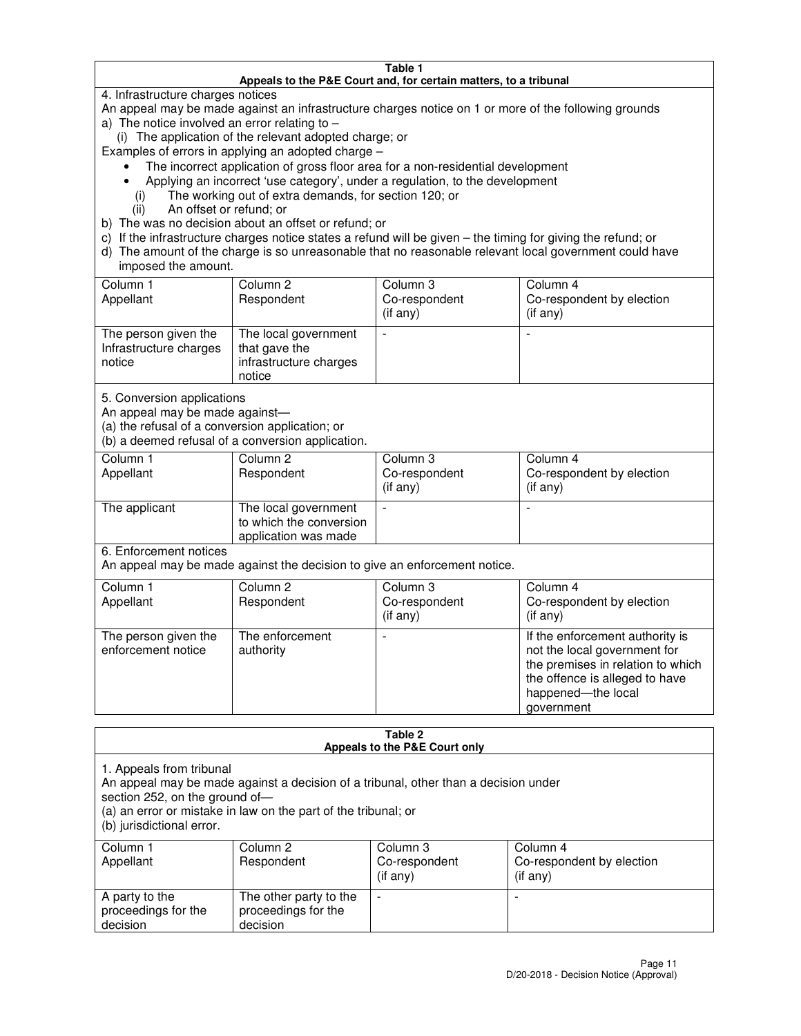**Table 1**
**Appeals to the P&E Court and, for certain matters, to a tribunal**

4. Infrastructure charges notices

An appeal may be made against an infrastructure charges notice on 1 or more of the following grounds

a) The notice involved an error relating to –

   (i) The application of the relevant adopted charge; or

Examples of errors in applying an adopted charge –

- The incorrect application of gross floor area for a non-residential development
- Applying an incorrect 'use category', under a regulation, to the development

   (i) The working out of extra demands, for section 120; or

   (ii) An offset or refund; or

b) The was no decision about an offset or refund; or

c) If the infrastructure charges notice states a refund will be given – the timing for giving the refund; or

d) The amount of the charge is so unreasonable that no reasonable relevant local government could have imposed the amount.

| Column 1 Appellant | Column 2 Respondent | Column 3 Co-respondent (if any) | Column 4 Co-respondent by election (if any) |
|---|---|---|---|
| The person given the Infrastructure charges notice | The local government that gave the infrastructure charges notice | - | - |

5. Conversion applications

An appeal may be made against—

(a) the refusal of a conversion application; or

(b) a deemed refusal of a conversion application.

| Column 1 Appellant | Column 2 Respondent | Column 3 Co-respondent (if any) | Column 4 Co-respondent by election (if any) |
|---|---|---|---|
| The applicant | The local government to which the conversion application was made | - | - |

6. Enforcement notices

An appeal may be made against the decision to give an enforcement notice.

| Column 1 Appellant | Column 2 Respondent | Column 3 Co-respondent (if any) | Column 4 Co-respondent by election (if any) |
|---|---|---|---|
| The person given the enforcement notice | The enforcement authority | - | If the enforcement authority is not the local government for the premises in relation to which the offence is alleged to have happened—the local government |

**Table 2**
**Appeals to the P&E Court only**

1. Appeals from tribunal

An appeal may be made against a decision of a tribunal, other than a decision under section 252, on the ground of—

(a) an error or mistake in law on the part of the tribunal; or

(b) jurisdictional error.

| Column 1 Appellant | Column 2 Respondent | Column 3 Co-respondent (if any) | Column 4 Co-respondent by election (if any) |
|---|---|---|---|
| A party to the proceedings for the decision | The other party to the proceedings for the decision | - | - |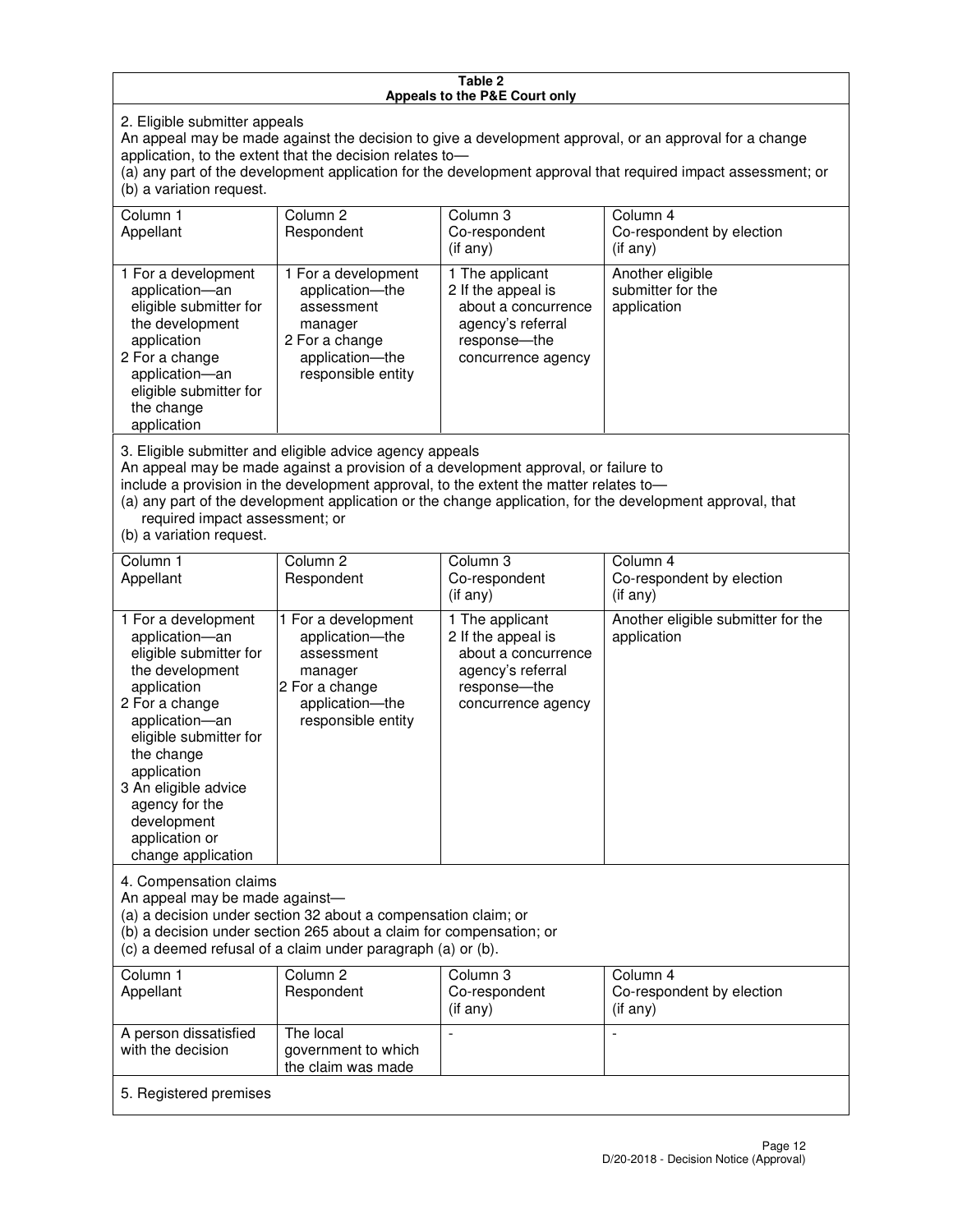**Table 2**
**Appeals to the P&E Court only**

2. Eligible submitter appeals

An appeal may be made against the decision to give a development approval, or an approval for a change application, to the extent that the decision relates to—

(a) any part of the development application for the development approval that required impact assessment; or

(b) a variation request.

| Column 1<br>Appellant | Column 2<br>Respondent | Column 3<br>Co-respondent<br>(if any) | Column 4<br>Co-respondent by election<br>(if any) |
|---|---|---|---|
| 1 For a development application—an eligible submitter for the development application<br>2 For a change application—an eligible submitter for the change application | 1 For a development application—the assessment manager<br>2 For a change application—the responsible entity | 1 The applicant<br>2 If the appeal is about a concurrence agency's referral response—the concurrence agency | Another eligible submitter for the application |

3. Eligible submitter and eligible advice agency appeals

An appeal may be made against a provision of a development approval, or failure to include a provision in the development approval, to the extent the matter relates to—

(a) any part of the development application or the change application, for the development approval, that required impact assessment; or

(b) a variation request.

| Column 1<br>Appellant | Column 2<br>Respondent | Column 3<br>Co-respondent<br>(if any) | Column 4<br>Co-respondent by election<br>(if any) |
|---|---|---|---|
| 1 For a development application—an eligible submitter for the development application<br>2 For a change application—an eligible submitter for the change application<br>3 An eligible advice agency for the development application or change application | 1 For a development application—the assessment manager<br>2 For a change application—the responsible entity | 1 The applicant<br>2 If the appeal is about a concurrence agency's referral response—the concurrence agency | Another eligible submitter for the application |

4. Compensation claims

An appeal may be made against—

(a) a decision under section 32 about a compensation claim; or

(b) a decision under section 265 about a claim for compensation; or

(c) a deemed refusal of a claim under paragraph (a) or (b).

| Column 1<br>Appellant | Column 2<br>Respondent | Column 3<br>Co-respondent<br>(if any) | Column 4<br>Co-respondent by election<br>(if any) |
|---|---|---|---|
| A person dissatisfied with the decision | The local government to which the claim was made | - | - |

5. Registered premises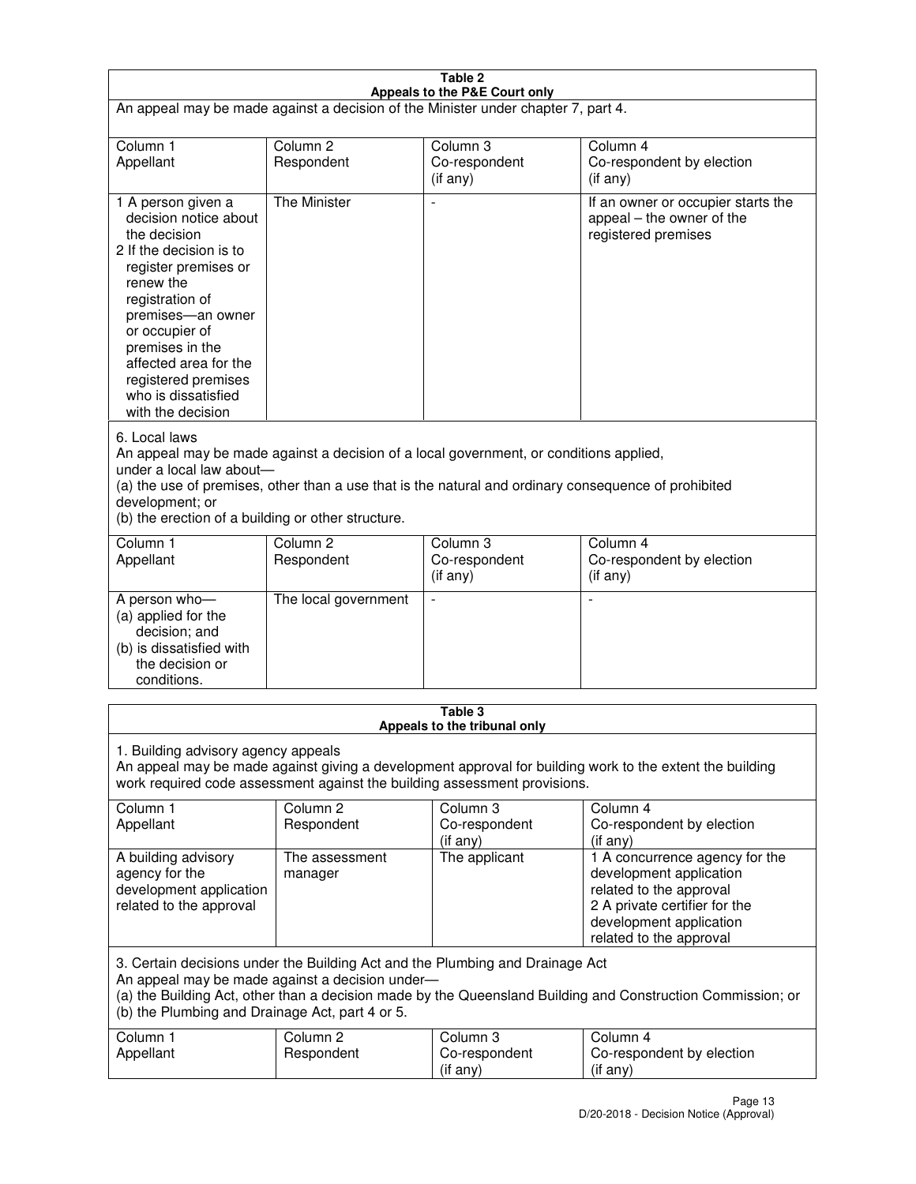**Table 2**
**Appeals to the P&E Court only**

An appeal may be made against a decision of the Minister under chapter 7, part 4.

| Column 1 Appellant | Column 2 Respondent | Column 3 Co-respondent (if any) | Column 4 Co-respondent by election (if any) |
|---|---|---|---|
| 1 A person given a decision notice about the decision<br>2 If the decision is to register premises or renew the registration of premises—an owner or occupier of premises in the affected area for the registered premises who is dissatisfied with the decision | The Minister | - | If an owner or occupier starts the appeal – the owner of the registered premises |

6. Local laws

An appeal may be made against a decision of a local government, or conditions applied, under a local law about—

(a) the use of premises, other than a use that is the natural and ordinary consequence of prohibited development; or

(b) the erection of a building or other structure.

| Column 1 Appellant | Column 2 Respondent | Column 3 Co-respondent (if any) | Column 4 Co-respondent by election (if any) |
|---|---|---|---|
| A person who—<br>(a) applied for the decision; and<br>(b) is dissatisfied with the decision or conditions. | The local government | - | - |

**Table 3**
**Appeals to the tribunal only**

1. Building advisory agency appeals

An appeal may be made against giving a development approval for building work to the extent the building work required code assessment against the building assessment provisions.

| Column 1 Appellant | Column 2 Respondent | Column 3 Co-respondent (if any) | Column 4 Co-respondent by election (if any) |
|---|---|---|---|
| A building advisory agency for the development application related to the approval | The assessment manager | The applicant | 1 A concurrence agency for the development application related to the approval<br>2 A private certifier for the development application related to the approval |

3. Certain decisions under the Building Act and the Plumbing and Drainage Act

An appeal may be made against a decision under—

(a) the Building Act, other than a decision made by the Queensland Building and Construction Commission; or

(b) the Plumbing and Drainage Act, part 4 or 5.

| Column 1 Appellant | Column 2 Respondent | Column 3 Co-respondent (if any) | Column 4 Co-respondent by election (if any) |
|---|---|---|---|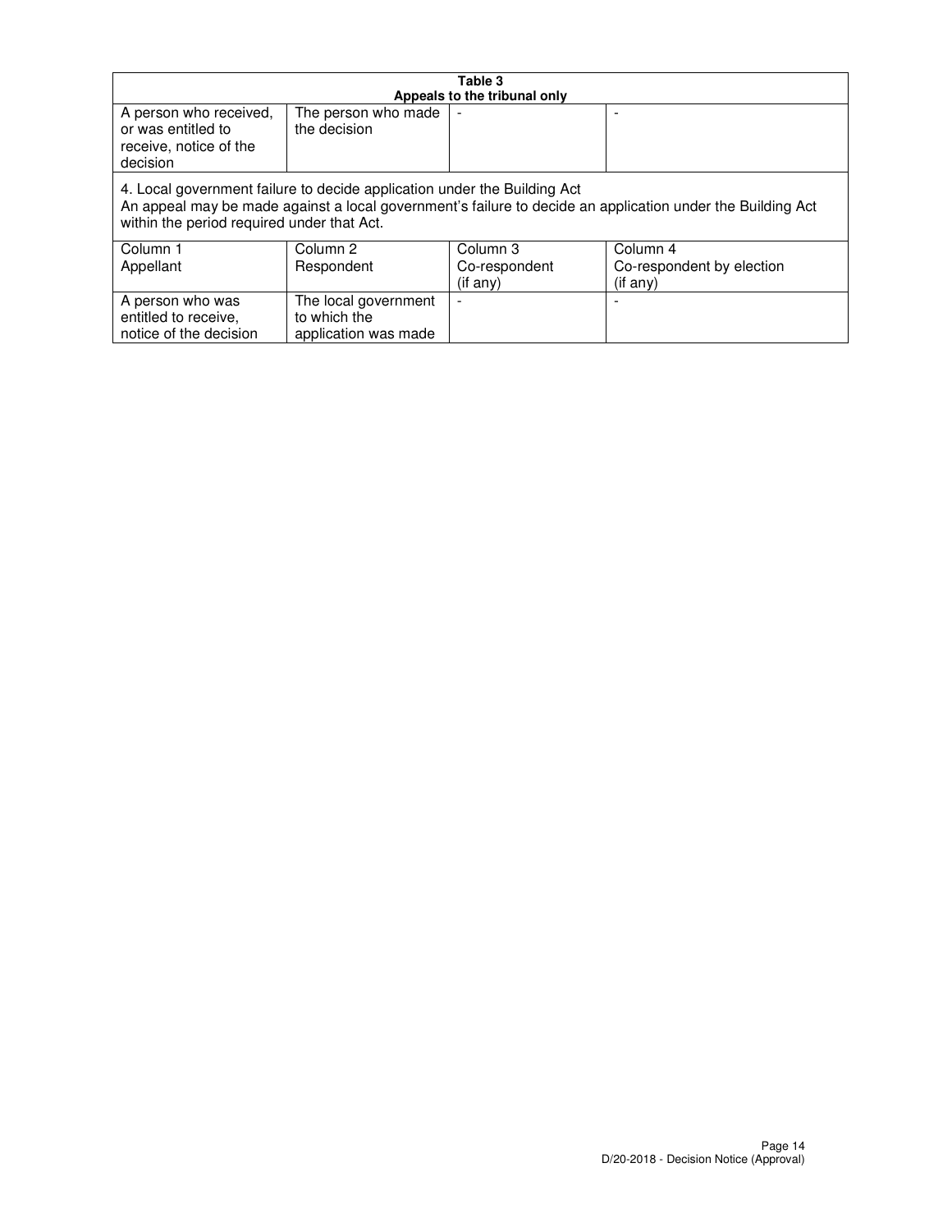**Table 3**
**Appeals to the tribunal only**

| | | | |
|---|---|---|---|
| A person who received, or was entitled to receive, notice of the decision | The person who made the decision | - | - |

4. Local government failure to decide application under the Building Act
An appeal may be made against a local government's failure to decide an application under the Building Act within the period required under that Act.

| Column 1<br>Appellant | Column 2<br>Respondent | Column 3<br>Co-respondent<br>(if any) | Column 4<br>Co-respondent by election<br>(if any) |
|---|---|---|---|
| A person who was entitled to receive, notice of the decision | The local government to which the application was made | - | - |